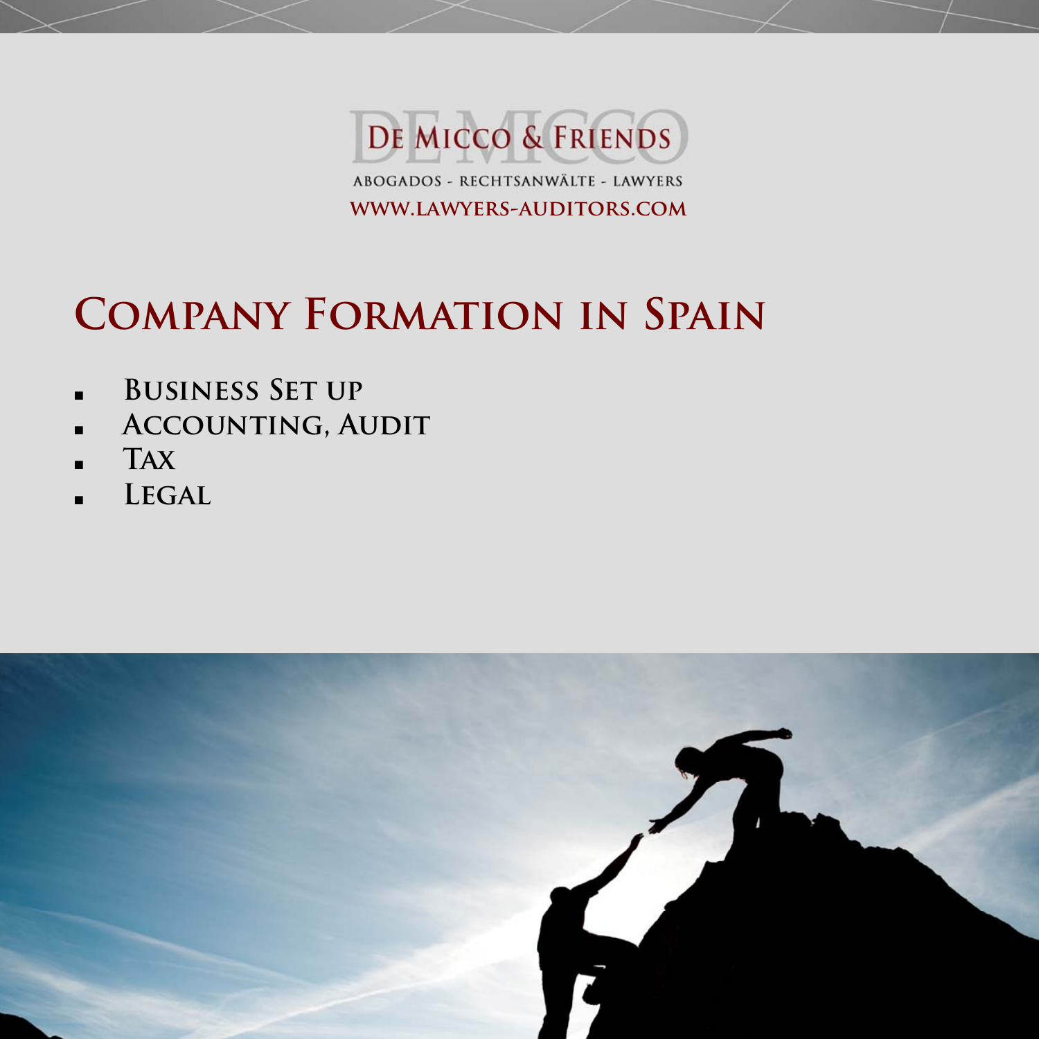DE MICCO & FRIENDS

ABOGADOS - RECHTSANWÄLTE - LAWYERS

WWW.LAWYERS-AUDITORS.COM

# Company Formation in Spain

- **Business Set up**
- **Accounting, Audit**
- **Tax**
- **Legal**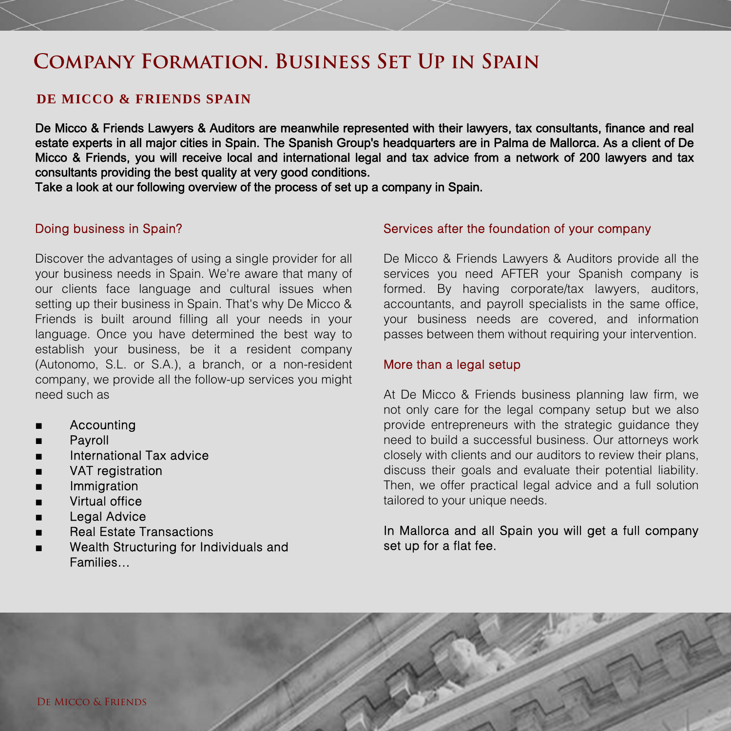# Company Formation. Business Set Up in Spain

## DE MICCO & FRIENDS SPAIN

**De Micco & Friends Lawyers & Auditors are meanwhile represented with their lawyers, tax consultants, finance and real estate experts in all major cities in Spain. The Spanish Group's headquarters are in Palma de Mallorca. As a client of De Micco & Friends, you will receive local and international legal and tax advice from a network of 200 lawyers and tax consultants providing the best quality at very good conditions.**
**Take a look at our following overview of the process of set up a company in Spain.**

### Doing business in Spain?

Discover the advantages of using a single provider for all your business needs in Spain. We're aware that many of our clients face language and cultural issues when setting up their business in Spain. That's why De Micco & Friends is built around filling all your needs in your language. Once you have determined the best way to establish your business, be it a resident company (Autonomo, S.L. or S.A.), a branch, or a non-resident company, we provide all the follow-up services you might need such as

- Accounting
- Payroll
- International Tax advice
- VAT registration
- Immigration
- Virtual office
- Legal Advice
- Real Estate Transactions
- Wealth Structuring for Individuals and Families…

### Services after the foundation of your company

De Micco & Friends Lawyers & Auditors provide all the services you need AFTER your Spanish company is formed. By having corporate/tax lawyers, auditors, accountants, and payroll specialists in the same office, your business needs are covered, and information passes between them without requiring your intervention.

### More than a legal setup

At De Micco & Friends business planning law firm, we not only care for the legal company setup but we also provide entrepreneurs with the strategic guidance they need to build a successful business. Our attorneys work closely with clients and our auditors to review their plans, discuss their goals and evaluate their potential liability. Then, we offer practical legal advice and a full solution tailored to your unique needs.

In Mallorca and all Spain you will get a full company set up for a flat fee.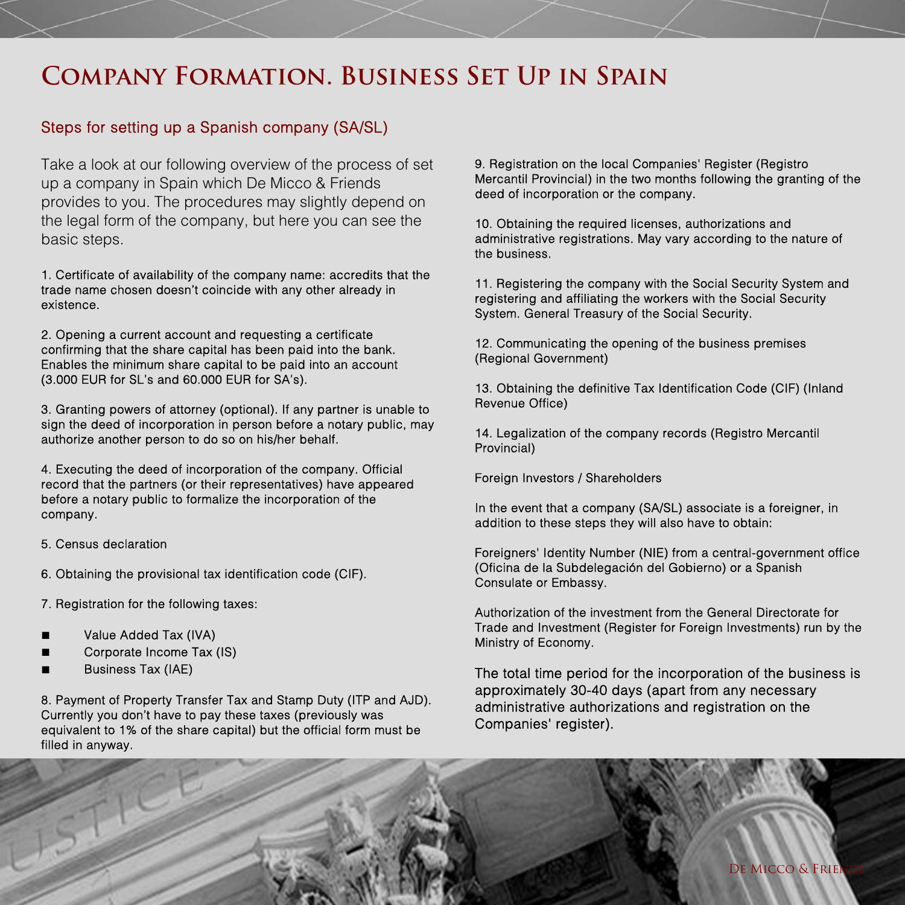# Company Formation. Business Set Up in Spain

## Steps for setting up a Spanish company (SA/SL)

Take a look at our following overview of the process of set up a company in Spain which De Micco & Friends provides to you. The procedures may slightly depend on the legal form of the company, but here you can see the basic steps.

1. Certificate of availability of the company name: accredits that the trade name chosen doesn't coincide with any other already in existence.

2. Opening a current account and requesting a certificate confirming that the share capital has been paid into the bank. Enables the minimum share capital to be paid into an account (3.000 EUR for SL's and 60.000 EUR for SA's).

3. Granting powers of attorney (optional). If any partner is unable to sign the deed of incorporation in person before a notary public, may authorize another person to do so on his/her behalf.

4. Executing the deed of incorporation of the company. Official record that the partners (or their representatives) have appeared before a notary public to formalize the incorporation of the company.

5. Census declaration

6. Obtaining the provisional tax identification code (CIF).

7. Registration for the following taxes:

- Value Added Tax (IVA)
- Corporate Income Tax (IS)
- Business Tax (IAE)

8. Payment of Property Transfer Tax and Stamp Duty (ITP and AJD). Currently you don't have to pay these taxes (previously was equivalent to 1% of the share capital) but the official form must be filled in anyway.

9. Registration on the local Companies' Register (Registro Mercantil Provincial) in the two months following the granting of the deed of incorporation or the company.

10. Obtaining the required licenses, authorizations and administrative registrations. May vary according to the nature of the business.

11. Registering the company with the Social Security System and registering and affiliating the workers with the Social Security System. General Treasury of the Social Security.

12. Communicating the opening of the business premises (Regional Government)

13. Obtaining the definitive Tax Identification Code (CIF) (Inland Revenue Office)

14. Legalization of the company records (Registro Mercantil Provincial)

Foreign Investors / Shareholders

In the event that a company (SA/SL) associate is a foreigner, in addition to these steps they will also have to obtain:

Foreigners' Identity Number (NIE) from a central-government office (Oficina de la Subdelegación del Gobierno) or a Spanish Consulate or Embassy.

Authorization of the investment from the General Directorate for Trade and Investment (Register for Foreign Investments) run by the Ministry of Economy.

The total time period for the incorporation of the business is approximately 30-40 days (apart from any necessary administrative authorizations and registration on the Companies' register).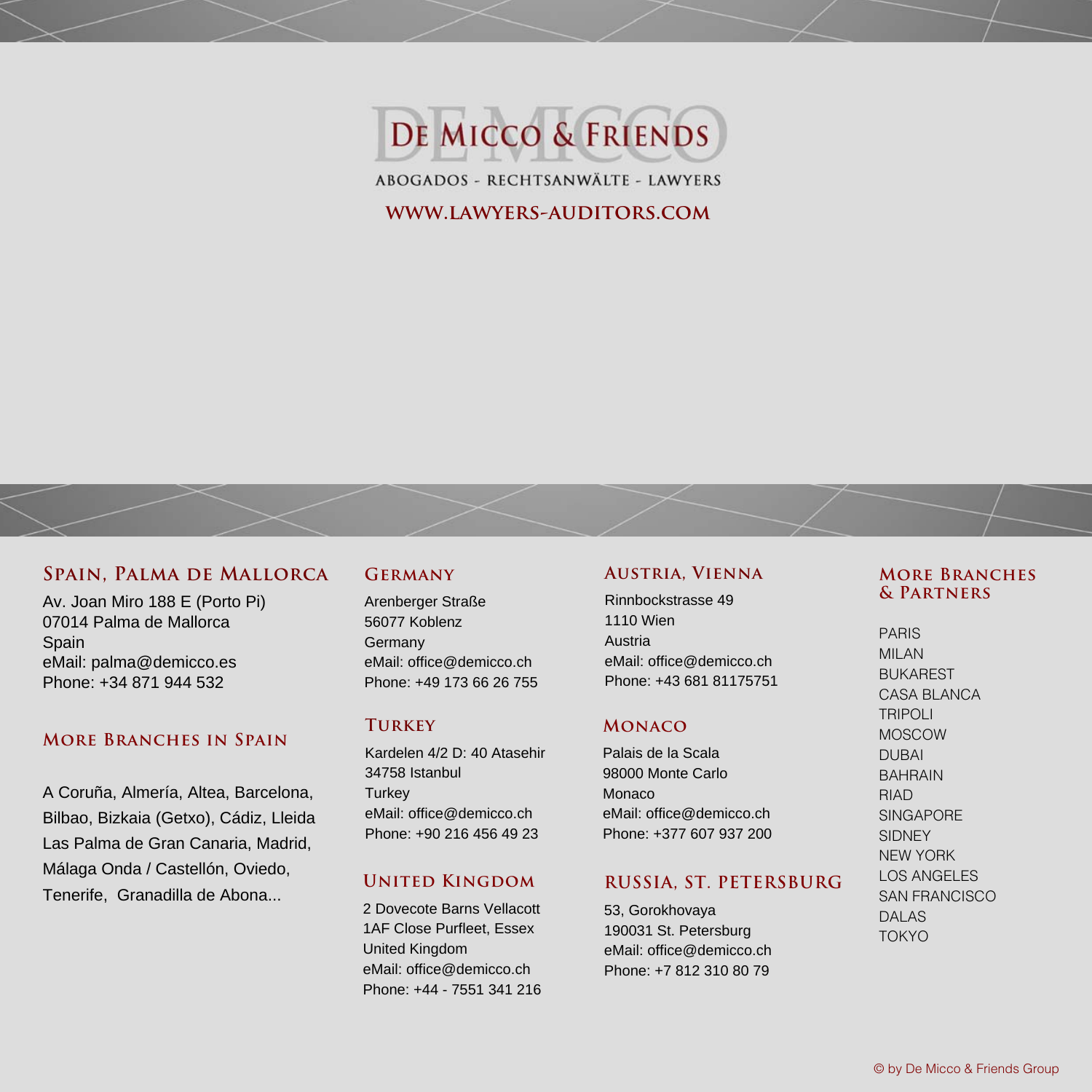# DE MICCO & FRIENDS

ABOGADOS - RECHTSANWÄLTE - LAWYERS

WWW.LAWYERS-AUDITORS.COM

## Spain, Palma de Mallorca

Av. Joan Miro 188 E (Porto Pi)
07014 Palma de Mallorca
Spain
eMail: palma@demicco.es
Phone: +34 871 944 532

## More Branches in Spain

A Coruña, Almería, Altea, Barcelona, Bilbao, Bizkaia (Getxo), Cádiz, Lleida Las Palma de Gran Canaria, Madrid, Málaga Onda / Castellón, Oviedo, Tenerife, Granadilla de Abona...

## Germany

Arenberger Straße
56077 Koblenz
Germany
eMail: office@demicco.ch
Phone: +49 173 66 26 755

## Turkey

Kardelen 4/2 D: 40 Atasehir
34758 Istanbul
Turkey
eMail: office@demicco.ch
Phone: +90 216 456 49 23

## United Kingdom

2 Dovecote Barns Vellacott
1AF Close Purfleet, Essex
United Kingdom
eMail: office@demicco.ch
Phone: +44 - 7551 341 216

## Austria, Vienna

Rinnbockstrasse 49
1110 Wien
Austria
eMail: office@demicco.ch
Phone: +43 681 81175751

## Monaco

Palais de la Scala
98000 Monte Carlo
Monaco
eMail: office@demicco.ch
Phone: +377 607 937 200

## Russia, St. Petersburg

53, Gorokhovaya
190031 St. Petersburg
eMail: office@demicco.ch
Phone: +7 812 310 80 79

## More Branches & Partners

PARIS
MILAN
BUKAREST
CASA BLANCA
TRIPOLI
MOSCOW
DUBAI
BAHRAIN
RIAD
SINGAPORE
SIDNEY
NEW YORK
LOS ANGELES
SAN FRANCISCO
DALAS
TOKYO

© by De Micco & Friends Group